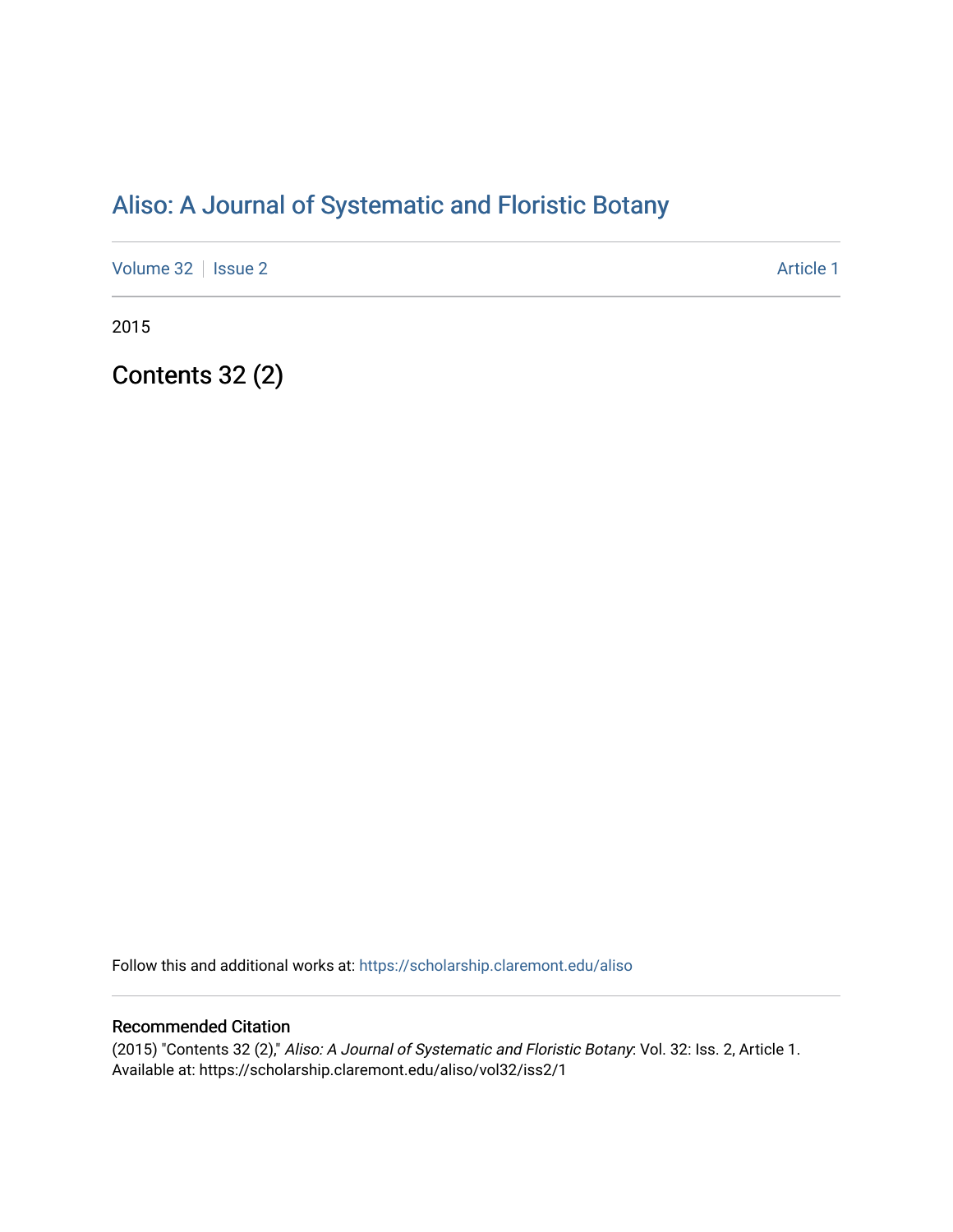# Aliso: A Journal of Systematic and Floristic Botany

Volume 32 | Issue 2 — Article 1

2015

## Contents 32 (2)

Follow this and additional works at: https://scholarship.claremont.edu/aliso

### Recommended Citation

(2015) "Contents 32 (2)," *Aliso: A Journal of Systematic and Floristic Botany*: Vol. 32: Iss. 2, Article 1.
Available at: https://scholarship.claremont.edu/aliso/vol32/iss2/1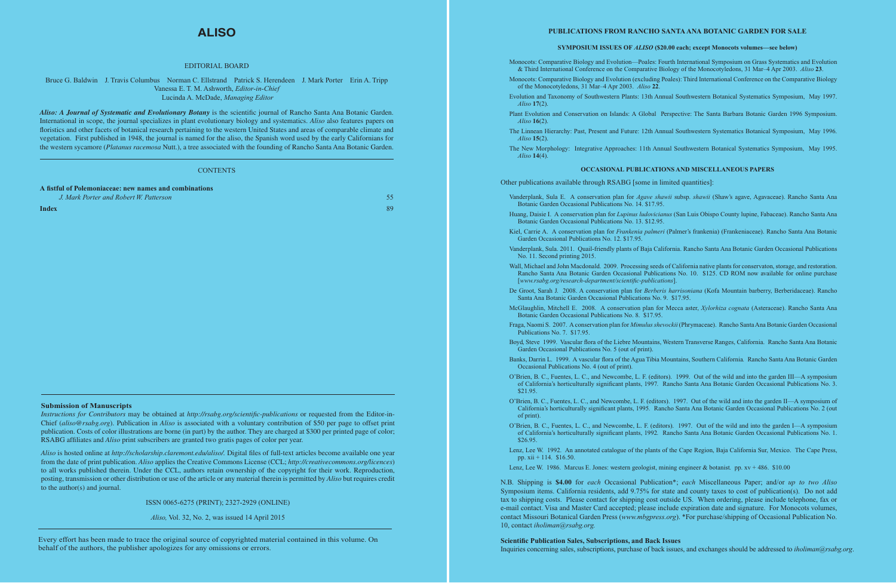# ALISO

EDITORIAL BOARD

Bruce G. Baldwin J. Travis Columbus Norman C. Ellstrand Patrick S. Herendeen J. Mark Porter Erin A. Tripp
Vanessa E. T. M. Ashworth, *Editor-in-Chief*
Lucinda A. McDade, *Managing Editor*

***Aliso: A Journal of Systematic and Evolutionary Botany*** is the scientific journal of Rancho Santa Ana Botanic Garden. International in scope, the journal specializes in plant evolutionary biology and systematics. *Aliso* also features papers on floristics and other facets of botanical research pertaining to the western United States and areas of comparable climate and vegetation. First published in 1948, the journal is named for the aliso, the Spanish word used by the early Californians for the western sycamore (*Platanus racemosa* Nutt.), a tree associated with the founding of Rancho Santa Ana Botanic Garden.

CONTENTS

| | |
|---|---|
| **A fistful of Polemoniaceae: new names and combinations** *J. Mark Porter and Robert W. Patterson* | 55 |
| **Index** | 89 |

### Submission of Manuscripts

*Instructions for Contributors* may be obtained at *http://rsabg.org/scientific-publications* or requested from the Editor-in-Chief (*aliso@rsabg.org*). Publication in *Aliso* is associated with a voluntary contribution of $50 per page to offset print publication. Costs of color illustrations are borne (in part) by the author. They are charged at $300 per printed page of color; RSABG affiliates and *Aliso* print subscribers are granted two gratis pages of color per year.

*Aliso* is hosted online at *http://scholarship.claremont.edu/aliso/*. Digital files of full-text articles become available one year from the date of print publication. *Aliso* applies the Creative Commons License (CCL; *http://creativecommons.org/licences*) to all works published therein. Under the CCL, authors retain ownership of the copyright for their work. Reproduction, posting, transmission or other distribution or use of the article or any material therein is permitted by *Aliso* but requires credit to the author(s) and journal.

ISSN 0065-6275 (PRINT); 2327-2929 (ONLINE)

*Aliso,* Vol. 32, No. 2, was issued 14 April 2015

Every effort has been made to trace the original source of copyrighted material contained in this volume. On behalf of the authors, the publisher apologizes for any omissions or errors.

## PUBLICATIONS FROM RANCHO SANTA ANA BOTANIC GARDEN FOR SALE

### SYMPOSIUM ISSUES OF *ALISO* ($20.00 each; except Monocots volumes—see below)

Monocots: Comparative Biology and Evolution—Poales: Fourth International Symposium on Grass Systematics and Evolution & Third International Conference on the Comparative Biology of the Monocotyledons, 31 Mar–4 Apr 2003. *Aliso* **23**.

Monocots: Comparative Biology and Evolution (excluding Poales): Third International Conference on the Comparative Biology of the Monocotyledons, 31 Mar–4 Apr 2003. *Aliso* **22**.

Evolution and Taxonomy of Southwestern Plants: 13th Annual Southwestern Botanical Systematics Symposium, May 1997. *Aliso* **17**(2).

Plant Evolution and Conservation on Islands: A Global Perspective: The Santa Barbara Botanic Garden 1996 Symposium. *Aliso* **16**(2).

The Linnean Hierarchy: Past, Present and Future: 12th Annual Southwestern Systematics Botanical Symposium, May 1996. *Aliso* **15**(2).

The New Morphology: Integrative Approaches: 11th Annual Southwestern Botanical Systematics Symposium, May 1995. *Aliso* **14**(4).

### OCCASIONAL PUBLICATIONS AND MISCELLANEOUS PAPERS

Other publications available through RSABG [some in limited quantities]:

Vanderplank, Sula E. A conservation plan for *Agave shawii* subsp. *shawii* (Shaw's agave, Agavaceae). Rancho Santa Ana Botanic Garden Occasional Publications No. 14. $17.95.

Huang, Daisie I. A conservation plan for *Lupinus ludovicianus* (San Luis Obispo County lupine, Fabaceae). Rancho Santa Ana Botanic Garden Occasional Publications No. 13. $12.95.

Kiel, Carrie A. A conservation plan for *Frankenia palmeri* (Palmer's frankenia) (Frankeniaceae). Rancho Santa Ana Botanic Garden Occasional Publications No. 12. $17.95.

Vanderplank, Sula. 2011. Quail-friendly plants of Baja California. Rancho Santa Ana Botanic Garden Occasional Publications No. 11. Second printing 2015.

Wall, Michael and John Macdonald. 2009. Processing seeds of California native plants for conservaton, storage, and restoration. Rancho Santa Ana Botanic Garden Occasional Publications No. 10. $125. CD ROM now available for online purchase [*www.rsabg.org/research-department/scientific-publications*].

De Groot, Sarah J. 2008. A conservation plan for *Berberis harrisoniana* (Kofa Mountain barberry, Berberidaceae). Rancho Santa Ana Botanic Garden Occasional Publications No. 9. $17.95.

McGlaughlin, Mitchell E. 2008. A conservation plan for Mecca aster, *Xylorhiza cognata* (Asteraceae). Rancho Santa Ana Botanic Garden Occasional Publications No. 8. $17.95.

Fraga, Naomi S. 2007. A conservation plan for *Mimulus shevockii* (Phrymaceae). Rancho Santa Ana Botanic Garden Occasional Publications No. 7. $17.95.

Boyd, Steve 1999. Vascular flora of the Liebre Mountains, Western Transverse Ranges, California. Rancho Santa Ana Botanic Garden Occasional Publications No. 5 (out of print).

Banks, Darrin L. 1999. A vascular flora of the Agua Tibia Mountains, Southern California. Rancho Santa Ana Botanic Garden Occasional Publications No. 4 (out of print).

O'Brien, B. C., Fuentes, L. C., and Newcombe, L. F. (editors). 1999. Out of the wild and into the garden III—A symposium of California's horticulturally significant plants, 1997. Rancho Santa Ana Botanic Garden Occasional Publications No. 3. $21.95.

O'Brien, B. C., Fuentes, L. C., and Newcombe, L. F. (editors). 1997. Out of the wild and into the garden II—A symposium of California's horticulturally significant plants, 1995. Rancho Santa Ana Botanic Garden Occasional Publications No. 2 (out of print).

O'Brien, B. C., Fuentes, L. C., and Newcombe, L. F. (editors). 1997. Out of the wild and into the garden I—A symposium of California's horticulturally significant plants, 1992. Rancho Santa Ana Botanic Garden Occasional Publications No. 1. $26.95.

Lenz, Lee W. 1992. An annotated catalogue of the plants of the Cape Region, Baja California Sur, Mexico. The Cape Press, pp. xii + 114. $16.50.

Lenz, Lee W. 1986. Marcus E. Jones: western geologist, mining engineer & botanist. pp. xv + 486. $10.00

N.B. Shipping is **$4.00** for *each* Occasional Publication*; *each* Miscellaneous Paper; and/or *up to two Aliso* Symposium items. California residents, add 9.75% for state and county taxes to cost of publication(s). Do not add tax to shipping costs. Please contact for shipping cost outside US. When ordering, please include telephone, fax or e-mail contact. Visa and Master Card accepted; please include expiration date and signature. For Monocots volumes, contact Missouri Botanical Garden Press (*www.mbgpress.org*). *For purchase/shipping of Occasional Publication No. 10, contact *iholiman@rsabg.org.*

### Scientific Publication Sales, Subscriptions, and Back Issues

Inquiries concerning sales, subscriptions, purchase of back issues, and exchanges should be addressed to *iholiman@rsabg.org*.